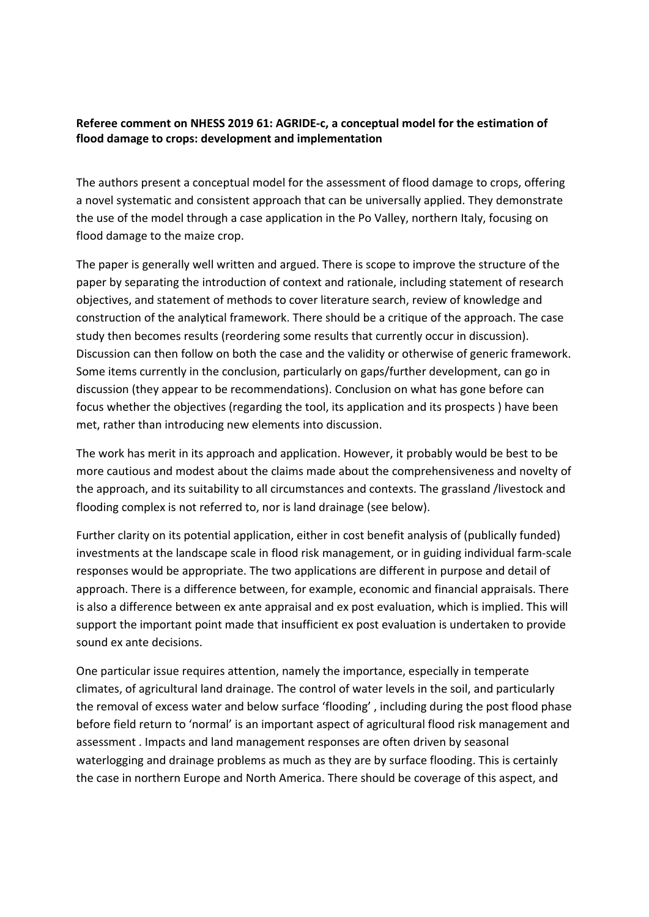**Referee comment on NHESS 2019 61: AGRIDE-c, a conceptual model for the estimation of flood damage to crops: development and implementation**

The authors present a conceptual model for the assessment of flood damage to crops, offering a novel systematic and consistent approach that can be universally applied. They demonstrate the use of the model through a case application in the Po Valley, northern Italy, focusing on flood damage to the maize crop.

The paper is generally well written and argued. There is scope to improve the structure of the paper by separating the introduction of context and rationale, including statement of research objectives, and statement of methods to cover literature search, review of knowledge and construction of the analytical framework. There should be a critique of the approach. The case study then becomes results (reordering some results that currently occur in discussion). Discussion can then follow on both the case and the validity or otherwise of generic framework. Some items currently in the conclusion, particularly on gaps/further development, can go in discussion (they appear to be recommendations). Conclusion on what has gone before can focus whether the objectives (regarding the tool, its application and its prospects ) have been met, rather than introducing new elements into discussion.

The work has merit in its approach and application. However, it probably would be best to be more cautious and modest about the claims made about the comprehensiveness and novelty of the approach, and its suitability to all circumstances and contexts. The grassland /livestock and flooding complex is not referred to, nor is land drainage (see below).

Further clarity on its potential application, either in cost benefit analysis of (publically funded) investments at the landscape scale in flood risk management, or in guiding individual farm-scale responses would be appropriate. The two applications are different in purpose and detail of approach. There is a difference between, for example, economic and financial appraisals. There is also a difference between ex ante appraisal and ex post evaluation, which is implied. This will support the important point made that insufficient ex post evaluation is undertaken to provide sound ex ante decisions.

One particular issue requires attention, namely the importance, especially in temperate climates, of agricultural land drainage. The control of water levels in the soil, and particularly the removal of excess water and below surface 'flooding' , including during the post flood phase before field return to 'normal' is an important aspect of agricultural flood risk management and assessment . Impacts and land management responses are often driven by seasonal waterlogging and drainage problems as much as they are by surface flooding. This is certainly the case in northern Europe and North America. There should be coverage of this aspect, and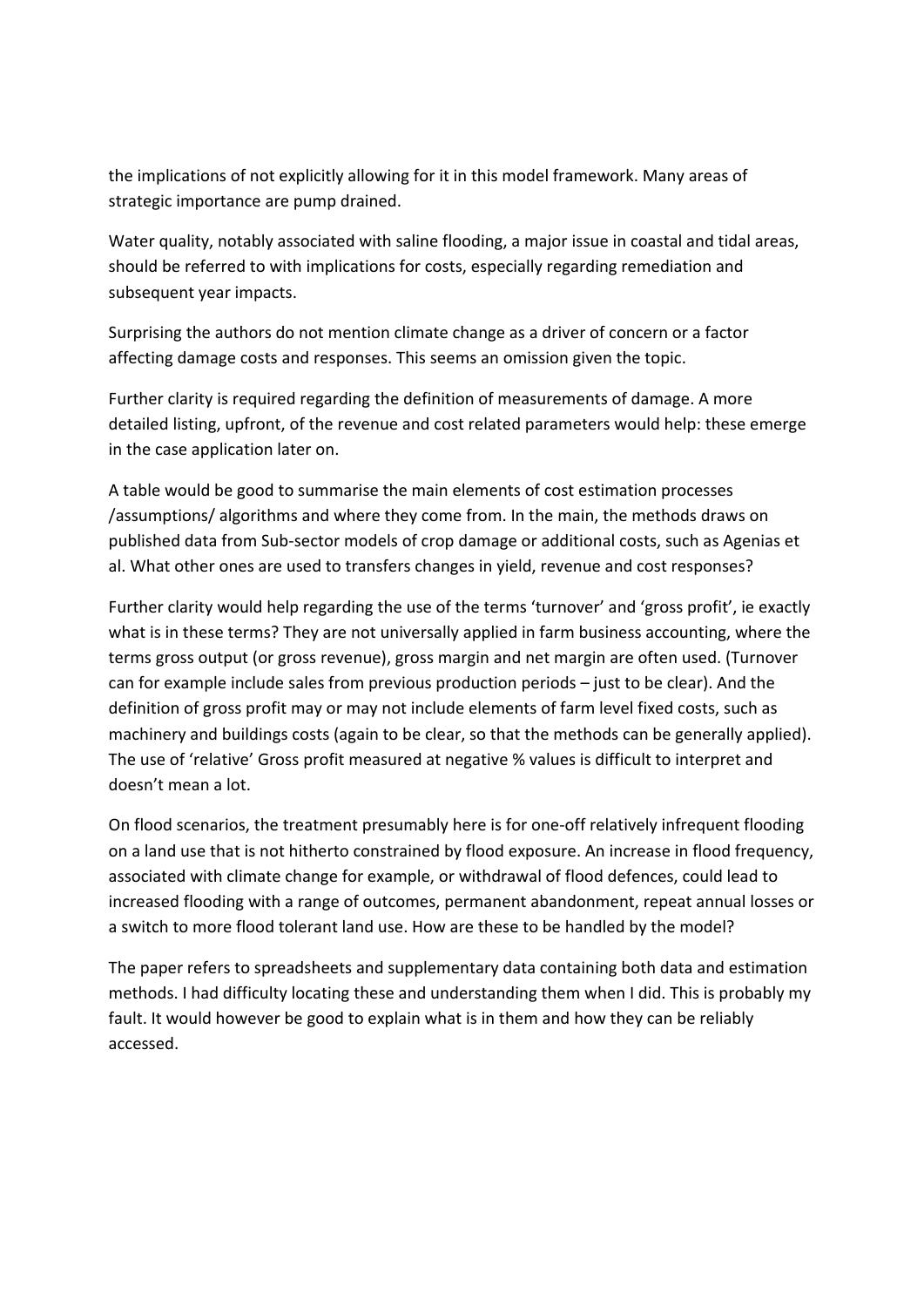the implications of not explicitly allowing for it in this model framework. Many areas of strategic importance are pump drained.

Water quality, notably associated with saline flooding, a major issue in coastal and tidal areas, should be referred to with implications for costs, especially regarding remediation and subsequent year impacts.

Surprising the authors do not mention climate change as a driver of concern or a factor affecting damage costs and responses. This seems an omission given the topic.

Further clarity is required regarding the definition of measurements of damage. A more detailed listing, upfront, of the revenue and cost related parameters would help: these emerge in the case application later on.

A table would be good to summarise the main elements of cost estimation processes /assumptions/ algorithms and where they come from. In the main, the methods draws on published data from Sub-sector models of crop damage or additional costs, such as Agenias et al. What other ones are used to transfers changes in yield, revenue and cost responses?

Further clarity would help regarding the use of the terms 'turnover' and 'gross profit', ie exactly what is in these terms? They are not universally applied in farm business accounting, where the terms gross output (or gross revenue), gross margin and net margin are often used. (Turnover can for example include sales from previous production periods – just to be clear). And the definition of gross profit may or may not include elements of farm level fixed costs, such as machinery and buildings costs (again to be clear, so that the methods can be generally applied). The use of 'relative' Gross profit measured at negative % values is difficult to interpret and doesn't mean a lot.

On flood scenarios, the treatment presumably here is for one-off relatively infrequent flooding on a land use that is not hitherto constrained by flood exposure. An increase in flood frequency, associated with climate change for example, or withdrawal of flood defences, could lead to increased flooding with a range of outcomes, permanent abandonment, repeat annual losses or a switch to more flood tolerant land use. How are these to be handled by the model?

The paper refers to spreadsheets and supplementary data containing both data and estimation methods. I had difficulty locating these and understanding them when I did. This is probably my fault. It would however be good to explain what is in them and how they can be reliably accessed.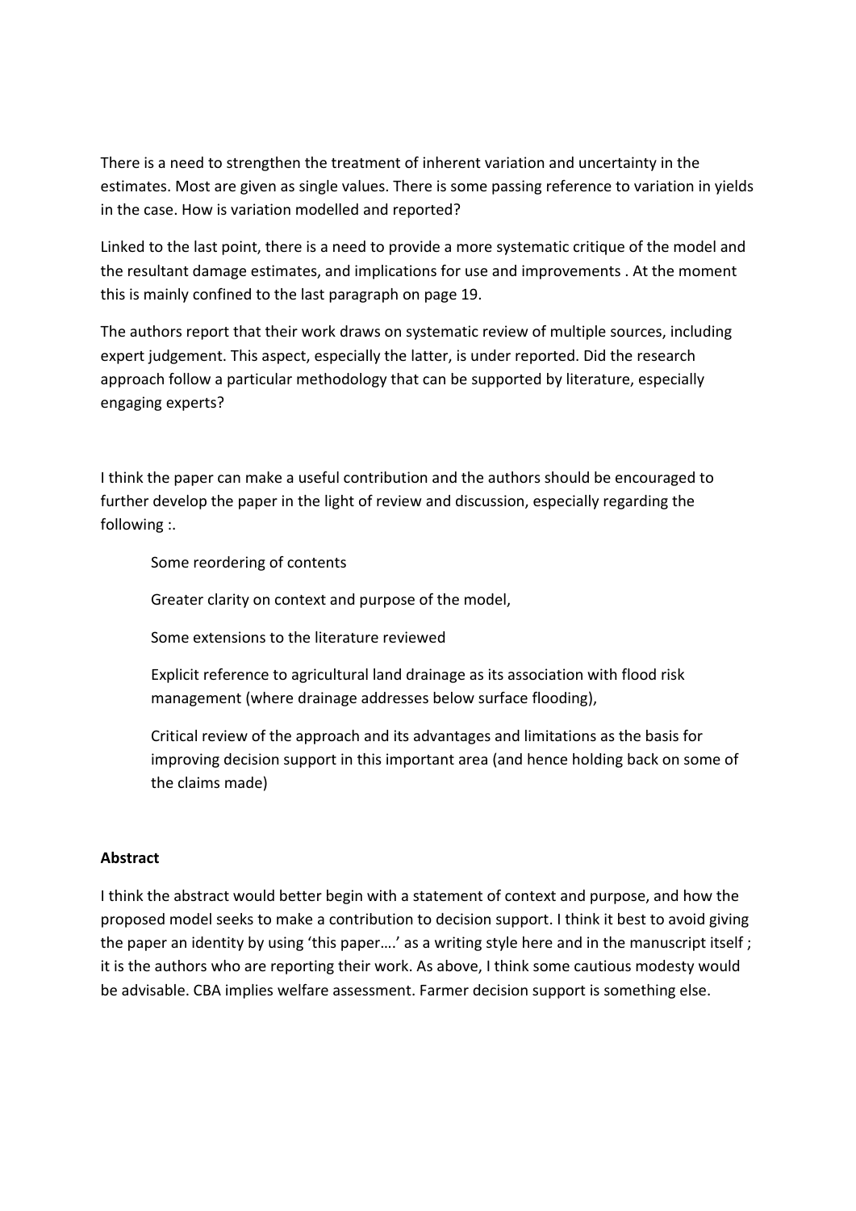There is a need to strengthen the treatment of inherent variation and uncertainty in the estimates. Most are given as single values. There is some passing reference to variation in yields in the case. How is variation modelled and reported?

Linked to the last point, there is a need to provide a more systematic critique of the model and the resultant damage estimates, and implications for use and improvements . At the moment this is mainly confined to the last paragraph on page 19.

The authors report that their work draws on systematic review of multiple sources, including expert judgement. This aspect, especially the latter, is under reported. Did the research approach follow a particular methodology that can be supported by literature, especially engaging experts?

I think the paper can make a useful contribution and the authors should be encouraged to further develop the paper in the light of review and discussion, especially regarding the following :.

- Some reordering of contents
- Greater clarity on context and purpose of the model,
- Some extensions to the literature reviewed
- Explicit reference to agricultural land drainage as its association with flood risk management (where drainage addresses below surface flooding),
- Critical review of the approach and its advantages and limitations as the basis for improving decision support in this important area (and hence holding back on some of the claims made)

**Abstract**

I think the abstract would better begin with a statement of context and purpose, and how the proposed model seeks to make a contribution to decision support. I think it best to avoid giving the paper an identity by using 'this paper….' as a writing style here and in the manuscript itself ; it is the authors who are reporting their work. As above, I think some cautious modesty would be advisable. CBA implies welfare assessment. Farmer decision support is something else.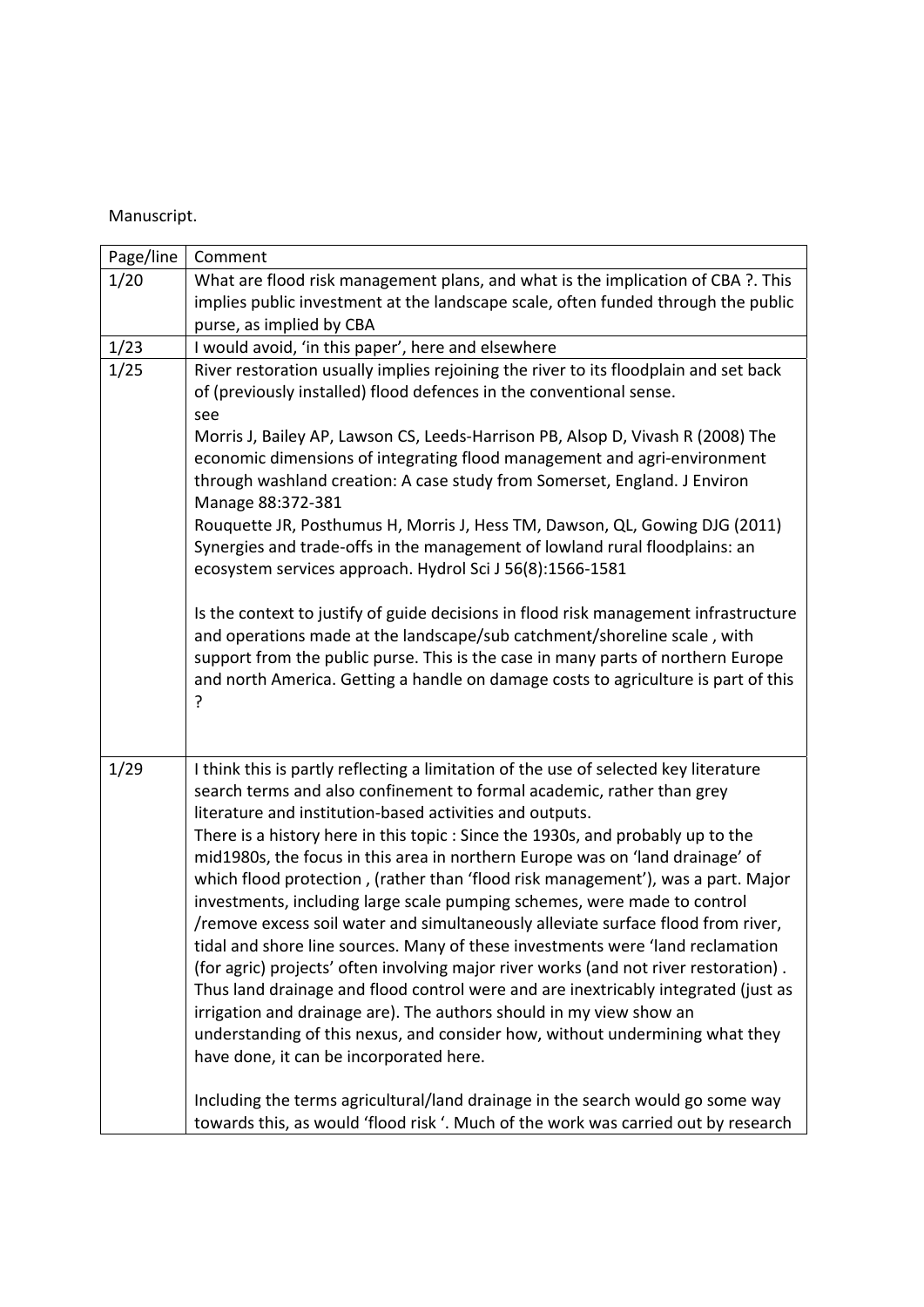Manuscript.

| Page/line | Comment |
|---|---|
| 1/20 | What are flood risk management plans, and what is the implication of CBA ?. This implies public investment at the landscape scale, often funded through the public purse, as implied by CBA |
| 1/23 | I would avoid, 'in this paper', here and elsewhere |
| 1/25 | River restoration usually implies rejoining the river to its floodplain and set back of (previously installed) flood defences in the conventional sense.<br>see<br>Morris J, Bailey AP, Lawson CS, Leeds-Harrison PB, Alsop D, Vivash R (2008) The economic dimensions of integrating flood management and agri-environment through washland creation: A case study from Somerset, England. J Environ Manage 88:372-381<br>Rouquette JR, Posthumus H, Morris J, Hess TM, Dawson, QL, Gowing DJG (2011) Synergies and trade-offs in the management of lowland rural floodplains: an ecosystem services approach. Hydrol Sci J 56(8):1566-1581<br><br>Is the context to justify of guide decisions in flood risk management infrastructure and operations made at the landscape/sub catchment/shoreline scale , with support from the public purse. This is the case in many parts of northern Europe and north America. Getting a handle on damage costs to agriculture is part of this ? |
| 1/29 | I think this is partly reflecting a limitation of the use of selected key literature search terms and also confinement to formal academic, rather than grey literature and institution-based activities and outputs.<br>There is a history here in this topic : Since the 1930s, and probably up to the mid1980s, the focus in this area in northern Europe was on 'land drainage' of which flood protection , (rather than 'flood risk management'), was a part. Major investments, including large scale pumping schemes, were made to control /remove excess soil water and simultaneously alleviate surface flood from river, tidal and shore line sources. Many of these investments were 'land reclamation (for agric) projects' often involving major river works (and not river restoration) . Thus land drainage and flood control were and are inextricably integrated (just as irrigation and drainage are). The authors should in my view show an understanding of this nexus, and consider how, without undermining what they have done, it can be incorporated here.<br><br>Including the terms agricultural/land drainage in the search would go some way towards this, as would 'flood risk '. Much of the work was carried out by research |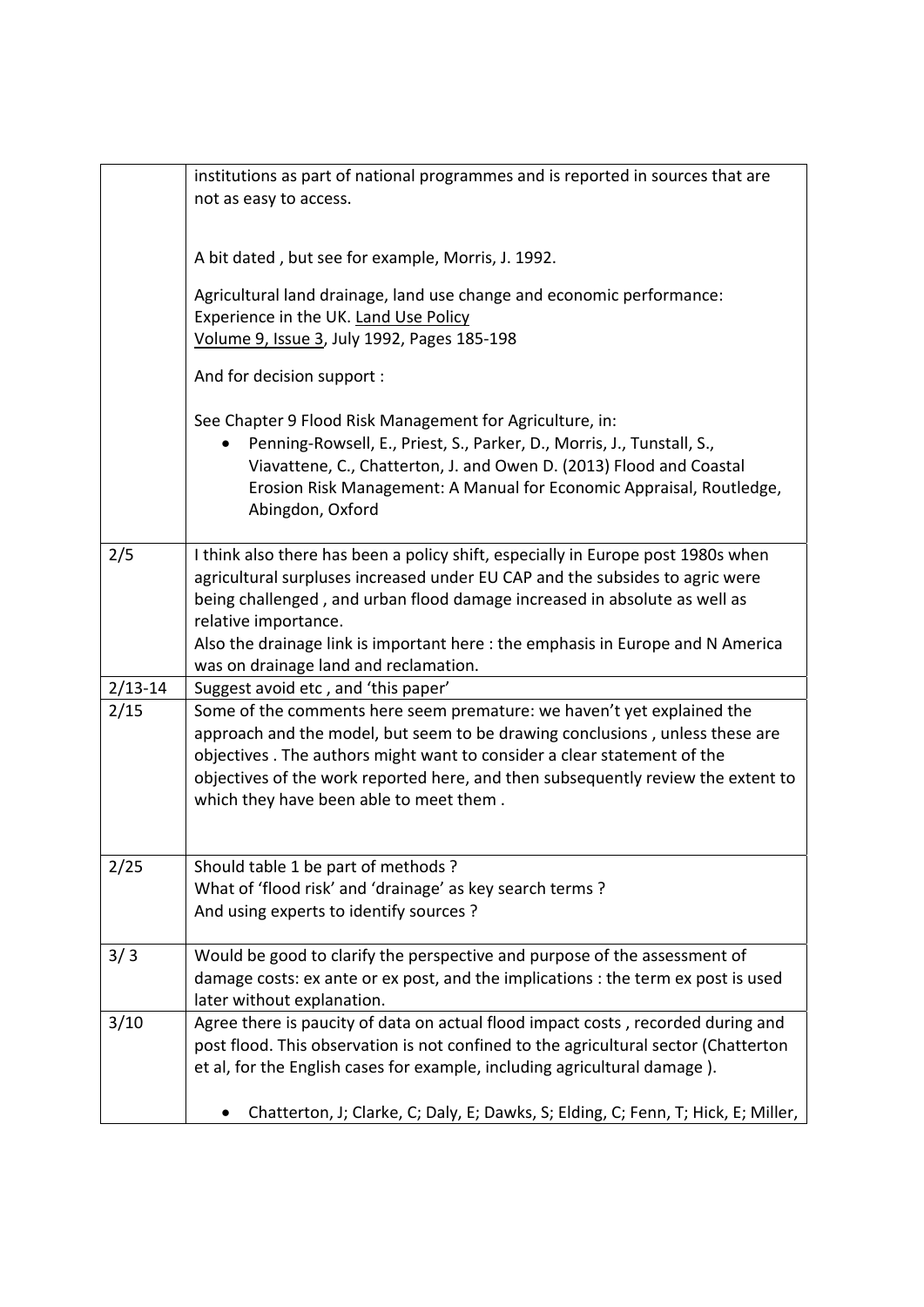| | |
|---|---|
| | institutions as part of national programmes and is reported in sources that are not as easy to access.<br><br>A bit dated , but see for example, Morris, J. 1992.<br><br>Agricultural land drainage, land use change and economic performance: Experience in the UK. Land Use Policy Volume 9, Issue 3, July 1992, Pages 185-198<br><br>And for decision support :<br><br>See Chapter 9 Flood Risk Management for Agriculture, in:<br>• Penning-Rowsell, E., Priest, S., Parker, D., Morris, J., Tunstall, S., Viavattene, C., Chatterton, J. and Owen D. (2013) Flood and Coastal Erosion Risk Management: A Manual for Economic Appraisal, Routledge, Abingdon, Oxford |
| 2/5 | I think also there has been a policy shift, especially in Europe post 1980s when agricultural surpluses increased under EU CAP and the subsides to agric were being challenged , and urban flood damage increased in absolute as well as relative importance.<br>Also the drainage link is important here : the emphasis in Europe and N America was on drainage land and reclamation. |
| 2/13-14 | Suggest avoid etc , and 'this paper' |
| 2/15 | Some of the comments here seem premature: we haven't yet explained the approach and the model, but seem to be drawing conclusions , unless these are objectives . The authors might want to consider a clear statement of the objectives of the work reported here, and then subsequently review the extent to which they have been able to meet them . |
| 2/25 | Should table 1 be part of methods ?<br>What of 'flood risk' and 'drainage' as key search terms ?<br>And using experts to identify sources ? |
| 3/ 3 | Would be good to clarify the perspective and purpose of the assessment of damage costs: ex ante or ex post, and the implications : the term ex post is used later without explanation. |
| 3/10 | Agree there is paucity of data on actual flood impact costs , recorded during and post flood. This observation is not confined to the agricultural sector (Chatterton et al, for the English cases for example, including agricultural damage ).<br><br>• Chatterton, J; Clarke, C; Daly, E; Dawks, S; Elding, C; Fenn, T; Hick, E; Miller, |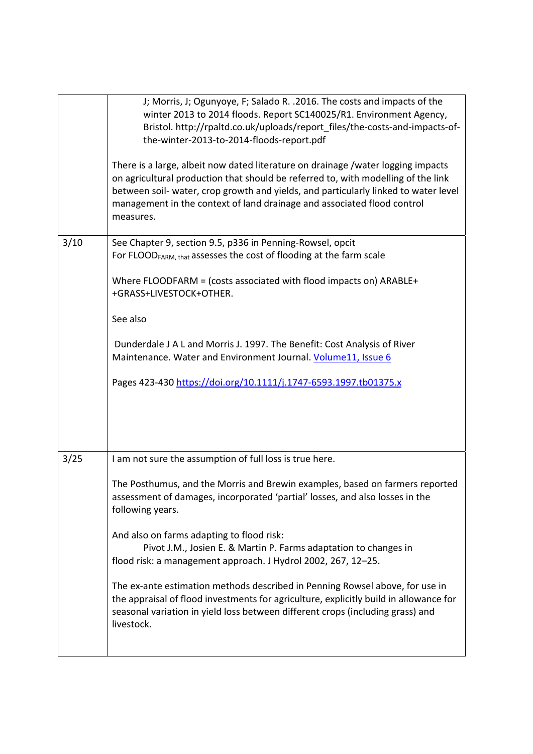| | |
|---|---|
| | J; Morris, J; Ogunyoye, F; Salado R. .2016. The costs and impacts of the winter 2013 to 2014 floods. Report SC140025/R1. Environment Agency, Bristol. http://rpaltd.co.uk/uploads/report_files/the-costs-and-impacts-of-the-winter-2013-to-2014-floods-report.pdf<br><br>There is a large, albeit now dated literature on drainage /water logging impacts on agricultural production that should be referred to, with modelling of the link between soil- water, crop growth and yields, and particularly linked to water level management in the context of land drainage and associated flood control measures. |
| 3/10 | See Chapter 9, section 9.5, p336 in Penning-Rowsel, opcit<br>For $FLOOD_{FARM,\ that}$ assesses the cost of flooding at the farm scale<br><br>Where FLOODFARM = (costs associated with flood impacts on) ARABLE+ +GRASS+LIVESTOCK+OTHER.<br><br>See also<br><br>Dunderdale J A L and Morris J. 1997. The Benefit: Cost Analysis of River Maintenance. Water and Environment Journal. [Volume11, Issue 6]()<br><br>Pages 423-430 [https://doi.org/10.1111/j.1747-6593.1997.tb01375.x](https://doi.org/10.1111/j.1747-6593.1997.tb01375.x) |
| 3/25 | I am not sure the assumption of full loss is true here.<br><br>The Posthumus, and the Morris and Brewin examples, based on farmers reported assessment of damages, incorporated 'partial' losses, and also losses in the following years.<br><br>And also on farms adapting to flood risk:<br>Pivot J.M., Josien E. & Martin P. Farms adaptation to changes in flood risk: a management approach. J Hydrol 2002, 267, 12–25.<br><br>The ex-ante estimation methods described in Penning Rowsel above, for use in the appraisal of flood investments for agriculture, explicitly build in allowance for seasonal variation in yield loss between different crops (including grass) and livestock. |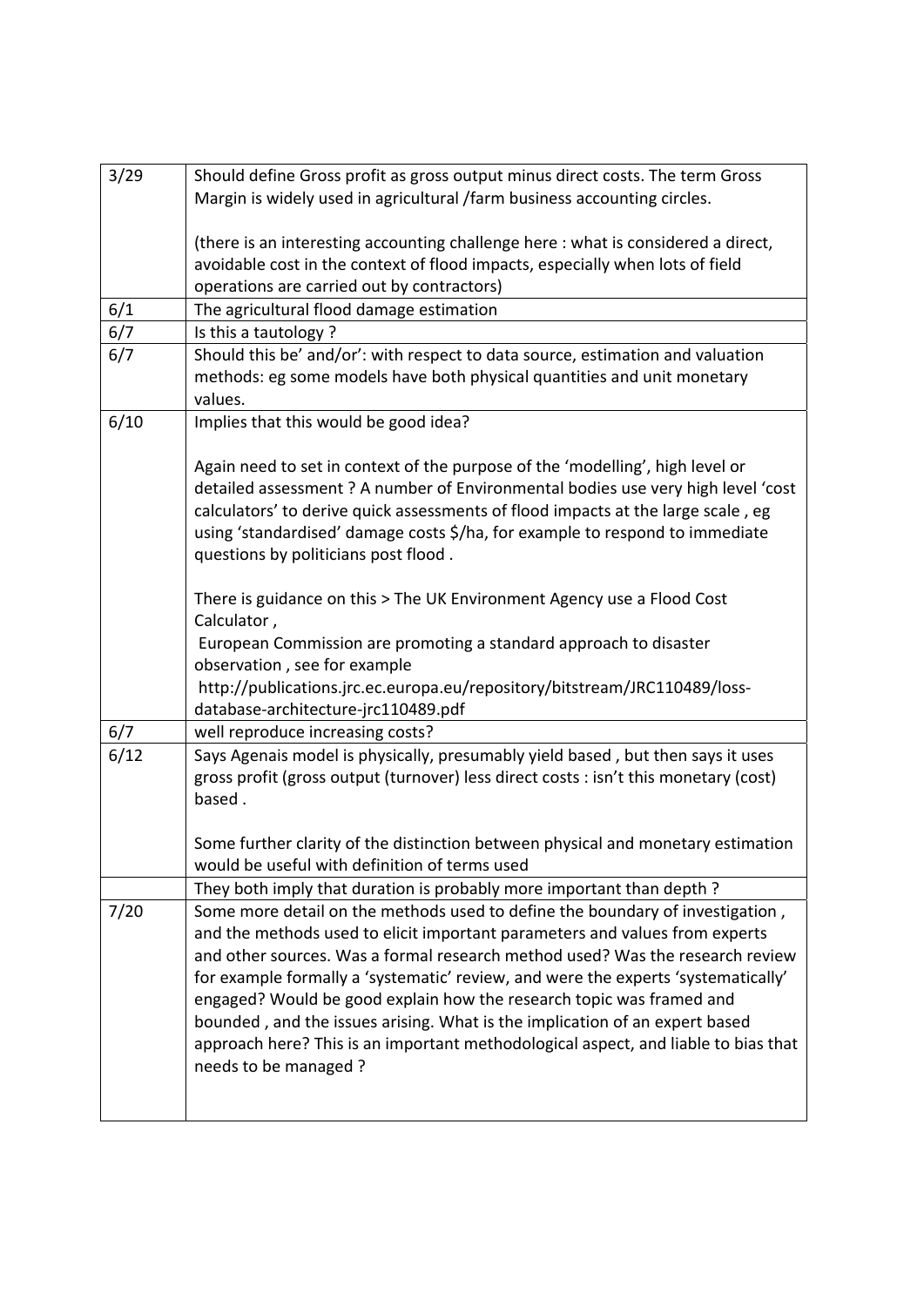| | |
|---|---|
| 3/29 | Should define Gross profit as gross output minus direct costs. The term Gross Margin is widely used in agricultural /farm business accounting circles.<br><br>(there is an interesting accounting challenge here : what is considered a direct, avoidable cost in the context of flood impacts, especially when lots of field operations are carried out by contractors) |
| 6/1 | The agricultural flood damage estimation |
| 6/7 | Is this a tautology ? |
| 6/7 | Should this be' and/or': with respect to data source, estimation and valuation methods: eg some models have both physical quantities and unit monetary values. |
| 6/10 | Implies that this would be good idea?<br><br>Again need to set in context of the purpose of the 'modelling', high level or detailed assessment ? A number of Environmental bodies use very high level 'cost calculators' to derive quick assessments of flood impacts at the large scale , eg using 'standardised' damage costs $/ha, for example to respond to immediate questions by politicians post flood .<br><br>There is guidance on this > The UK Environment Agency use a Flood Cost Calculator ,<br>European Commission are promoting a standard approach to disaster observation , see for example<br>http://publications.jrc.ec.europa.eu/repository/bitstream/JRC110489/loss-database-architecture-jrc110489.pdf |
| 6/7 | well reproduce increasing costs? |
| 6/12 | Says Agenais model is physically, presumably yield based , but then says it uses gross profit (gross output (turnover) less direct costs : isn't this monetary (cost) based .<br><br>Some further clarity of the distinction between physical and monetary estimation would be useful with definition of terms used |
| | They both imply that duration is probably more important than depth ? |
| 7/20 | Some more detail on the methods used to define the boundary of investigation , and the methods used to elicit important parameters and values from experts and other sources. Was a formal research method used? Was the research review for example formally a 'systematic' review, and were the experts 'systematically' engaged? Would be good explain how the research topic was framed and bounded , and the issues arising. What is the implication of an expert based approach here? This is an important methodological aspect, and liable to bias that needs to be managed ? |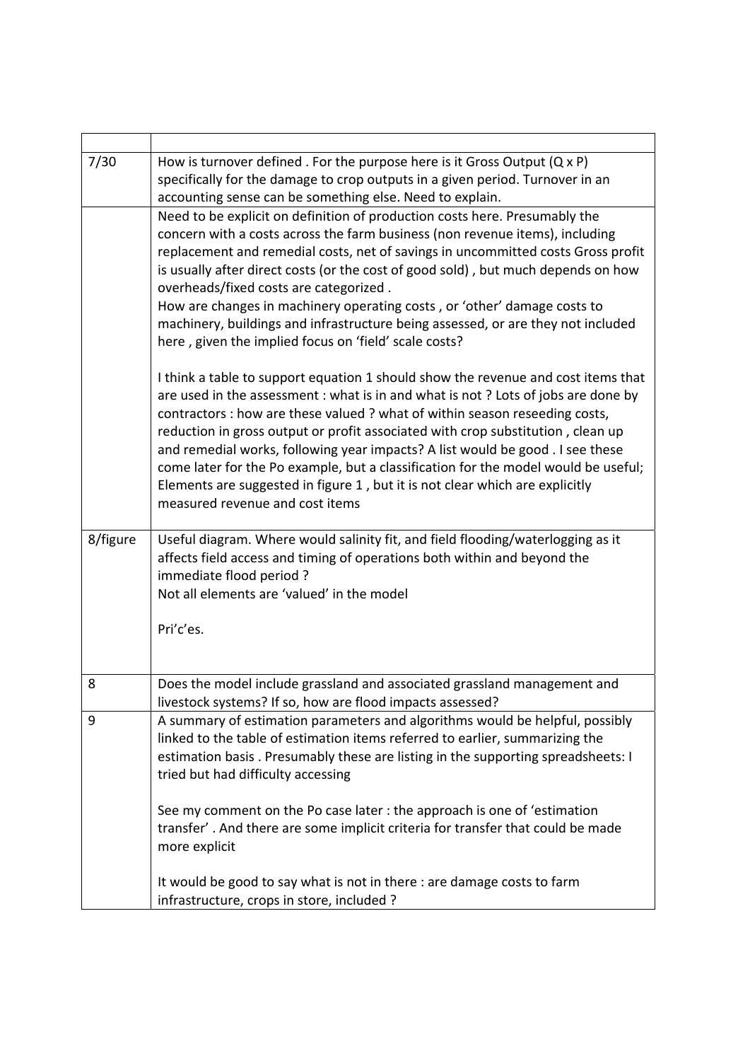| | |
|---|---|
| 7/30 | How is turnover defined . For the purpose here is it Gross Output (Q x P) specifically for the damage to crop outputs in a given period. Turnover in an accounting sense can be something else. Need to explain. |
| | Need to be explicit on definition of production costs here. Presumably the concern with a costs across the farm business (non revenue items), including replacement and remedial costs, net of savings in uncommitted costs Gross profit is usually after direct costs (or the cost of good sold) , but much depends on how overheads/fixed costs are categorized .<br>How are changes in machinery operating costs , or 'other' damage costs to machinery, buildings and infrastructure being assessed, or are they not included here , given the implied focus on 'field' scale costs?<br><br>I think a table to support equation 1 should show the revenue and cost items that are used in the assessment : what is in and what is not ? Lots of jobs are done by contractors : how are these valued ? what of within season reseeding costs, reduction in gross output or profit associated with crop substitution , clean up and remedial works, following year impacts? A list would be good . I see these come later for the Po example, but a classification for the model would be useful; Elements are suggested in figure 1 , but it is not clear which are explicitly measured revenue and cost items |
| 8/figure | Useful diagram. Where would salinity fit, and field flooding/waterlogging as it affects field access and timing of operations both within and beyond the immediate flood period ?<br>Not all elements are 'valued' in the model<br><br>Pri'c'es. |
| 8 | Does the model include grassland and associated grassland management and livestock systems? If so, how are flood impacts assessed? |
| 9 | A summary of estimation parameters and algorithms would be helpful, possibly linked to the table of estimation items referred to earlier, summarizing the estimation basis . Presumably these are listing in the supporting spreadsheets: I tried but had difficulty accessing<br><br>See my comment on the Po case later : the approach is one of 'estimation transfer' . And there are some implicit criteria for transfer that could be made more explicit<br><br>It would be good to say what is not in there : are damage costs to farm infrastructure, crops in store, included ? |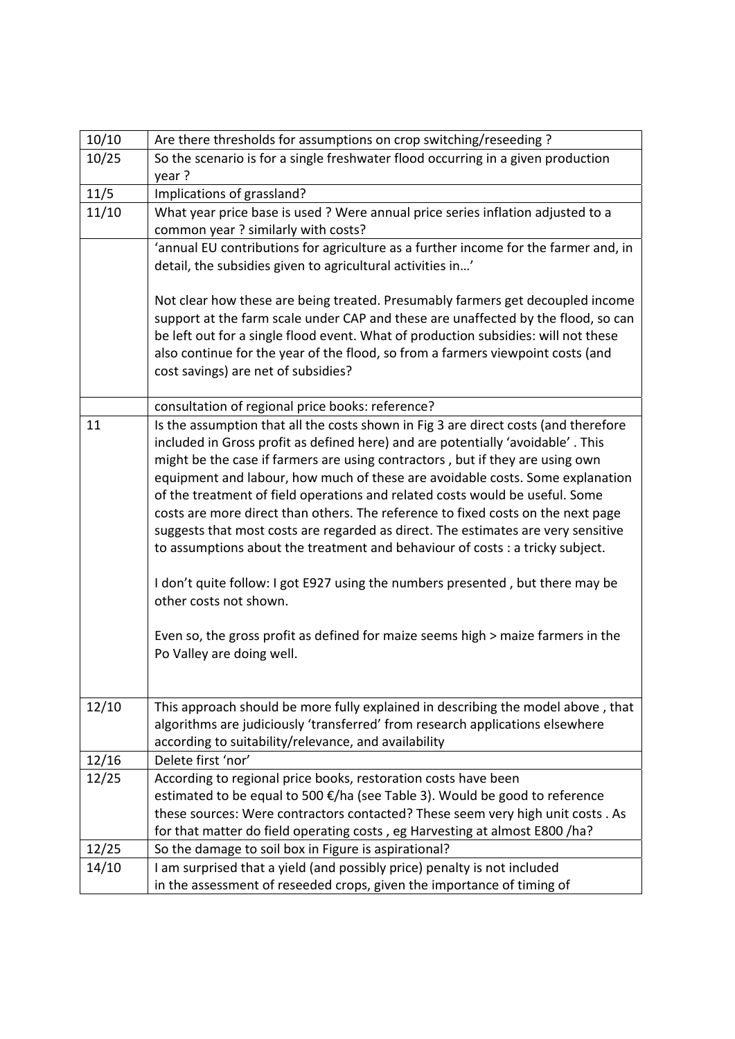| | |
|---|---|
| 10/10 | Are there thresholds for assumptions on crop switching/reseeding ? |
| 10/25 | So the scenario is for a single freshwater flood occurring in a given production year ? |
| 11/5 | Implications of grassland? |
| 11/10 | What year price base is used ? Were annual price series inflation adjusted to a common year ? similarly with costs? |
| | 'annual EU contributions for agriculture as a further income for the farmer and, in detail, the subsidies given to agricultural activities in…'<br><br>Not clear how these are being treated. Presumably farmers get decoupled income support at the farm scale under CAP and these are unaffected by the flood, so can be left out for a single flood event. What of production subsidies: will not these also continue for the year of the flood, so from a farmers viewpoint costs (and cost savings) are net of subsidies? |
| | consultation of regional price books: reference? |
| 11 | Is the assumption that all the costs shown in Fig 3 are direct costs (and therefore included in Gross profit as defined here) and are potentially 'avoidable' . This might be the case if farmers are using contractors , but if they are using own equipment and labour, how much of these are avoidable costs. Some explanation of the treatment of field operations and related costs would be useful. Some costs are more direct than others. The reference to fixed costs on the next page suggests that most costs are regarded as direct. The estimates are very sensitive to assumptions about the treatment and behaviour of costs : a tricky subject.<br><br>I don't quite follow: I got E927 using the numbers presented , but there may be other costs not shown.<br><br>Even so, the gross profit as defined for maize seems high > maize farmers in the Po Valley are doing well. |
| 12/10 | This approach should be more fully explained in describing the model above , that algorithms are judiciously 'transferred' from research applications elsewhere according to suitability/relevance, and availability |
| 12/16 | Delete first 'nor' |
| 12/25 | According to regional price books, restoration costs have been estimated to be equal to 500 €/ha (see Table 3). Would be good to reference these sources: Were contractors contacted? These seem very high unit costs . As for that matter do field operating costs , eg Harvesting at almost E800 /ha? |
| 12/25 | So the damage to soil box in Figure is aspirational? |
| 14/10 | I am surprised that a yield (and possibly price) penalty is not included in the assessment of reseeded crops, given the importance of timing of |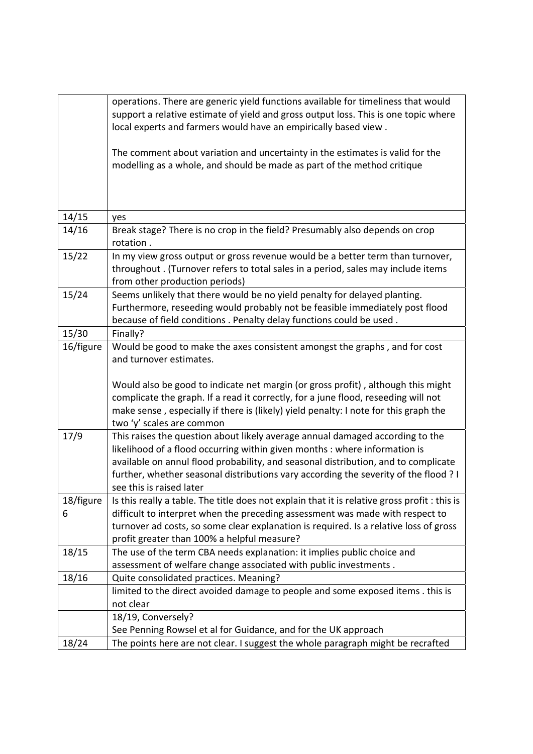| | |
|---|---|
| | operations. There are generic yield functions available for timeliness that would support a relative estimate of yield and gross output loss. This is one topic where local experts and farmers would have an empirically based view .<br><br>The comment about variation and uncertainty in the estimates is valid for the modelling as a whole, and should be made as part of the method critique |
| 14/15 | yes |
| 14/16 | Break stage? There is no crop in the field? Presumably also depends on crop rotation . |
| 15/22 | In my view gross output or gross revenue would be a better term than turnover, throughout . (Turnover refers to total sales in a period, sales may include items from other production periods) |
| 15/24 | Seems unlikely that there would be no yield penalty for delayed planting. Furthermore, reseeding would probably not be feasible immediately post flood because of field conditions . Penalty delay functions could be used . |
| 15/30 | Finally? |
| 16/figure | Would be good to make the axes consistent amongst the graphs , and for cost and turnover estimates.<br><br>Would also be good to indicate net margin (or gross profit) , although this might complicate the graph. If a read it correctly, for a june flood, reseeding will not make sense , especially if there is (likely) yield penalty: I note for this graph the two 'y' scales are common |
| 17/9 | This raises the question about likely average annual damaged according to the likelihood of a flood occurring within given months : where information is available on annul flood probability, and seasonal distribution, and to complicate further, whether seasonal distributions vary according the severity of the flood ? I see this is raised later |
| 18/figure 6 | Is this really a table. The title does not explain that it is relative gross profit : this is difficult to interpret when the preceding assessment was made with respect to turnover ad costs, so some clear explanation is required. Is a relative loss of gross profit greater than 100% a helpful measure? |
| 18/15 | The use of the term CBA needs explanation: it implies public choice and assessment of welfare change associated with public investments . |
| 18/16 | Quite consolidated practices. Meaning? |
| | limited to the direct avoided damage to people and some exposed items . this is not clear |
| | 18/19, Conversely?<br>See Penning Rowsel et al for Guidance, and for the UK approach |
| 18/24 | The points here are not clear. I suggest the whole paragraph might be recrafted |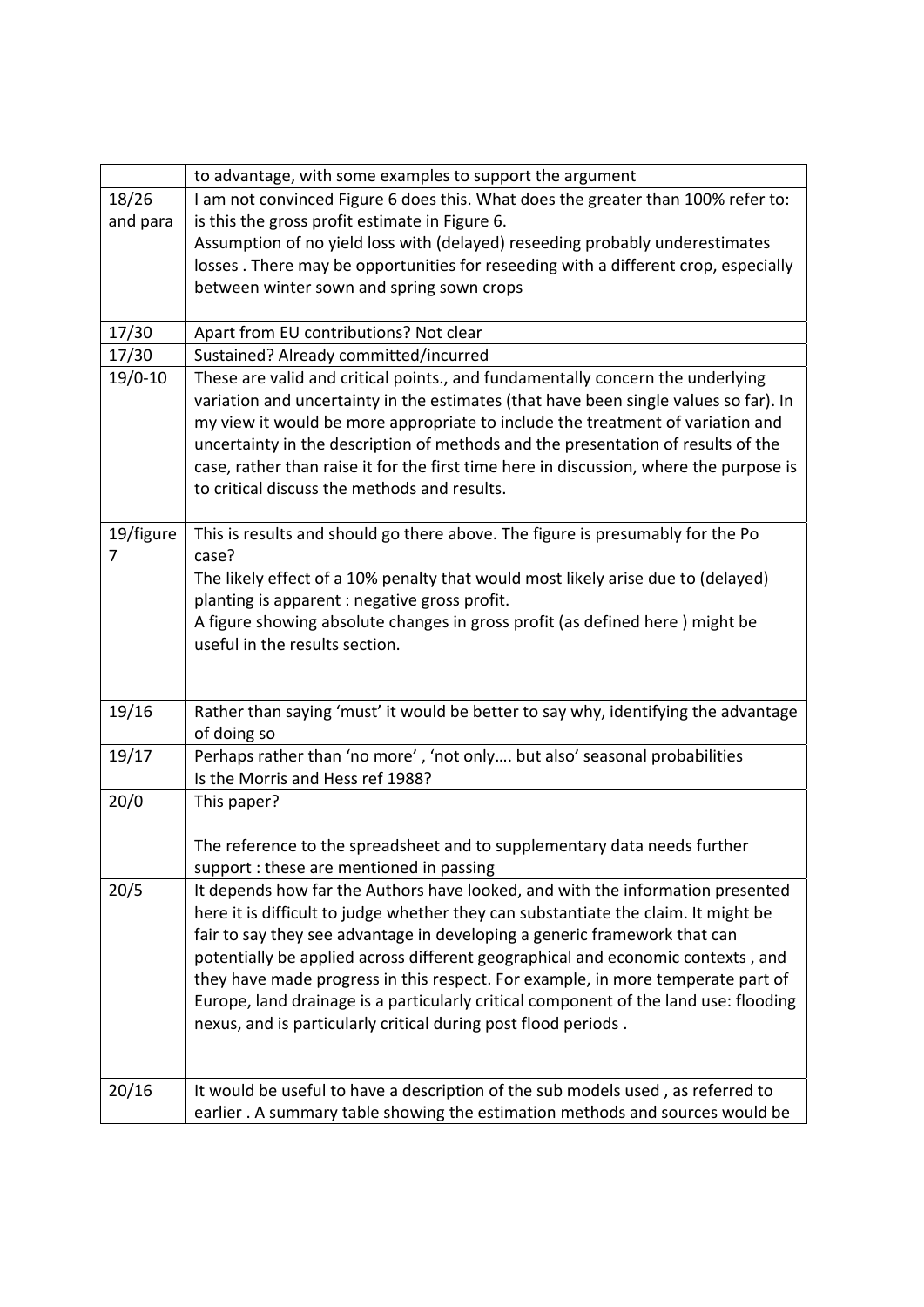|  |  |
| --- | --- |
|  | to advantage, with some examples to support the argument |
| 18/26 and para | I am not convinced Figure 6 does this. What does the greater than 100% refer to: is this the gross profit estimate in Figure 6.<br>Assumption of no yield loss with (delayed) reseeding probably underestimates losses . There may be opportunities for reseeding with a different crop, especially between winter sown and spring sown crops |
| 17/30 | Apart from EU contributions? Not clear |
| 17/30 | Sustained? Already committed/incurred |
| 19/0-10 | These are valid and critical points., and fundamentally concern the underlying variation and uncertainty in the estimates (that have been single values so far). In my view it would be more appropriate to include the treatment of variation and uncertainty in the description of methods and the presentation of results of the case, rather than raise it for the first time here in discussion, where the purpose is to critical discuss the methods and results. |
| 19/figure 7 | This is results and should go there above. The figure is presumably for the Po case?<br>The likely effect of a 10% penalty that would most likely arise due to (delayed) planting is apparent : negative gross profit.<br>A figure showing absolute changes in gross profit (as defined here ) might be useful in the results section. |
| 19/16 | Rather than saying 'must' it would be better to say why, identifying the advantage of doing so |
| 19/17 | Perhaps rather than 'no more' , 'not only…. but also' seasonal probabilities<br>Is the Morris and Hess ref 1988? |
| 20/0 | This paper?<br><br>The reference to the spreadsheet and to supplementary data needs further support : these are mentioned in passing |
| 20/5 | It depends how far the Authors have looked, and with the information presented here it is difficult to judge whether they can substantiate the claim. It might be fair to say they see advantage in developing a generic framework that can potentially be applied across different geographical and economic contexts , and they have made progress in this respect. For example, in more temperate part of Europe, land drainage is a particularly critical component of the land use: flooding nexus, and is particularly critical during post flood periods . |
| 20/16 | It would be useful to have a description of the sub models used , as referred to earlier . A summary table showing the estimation methods and sources would be |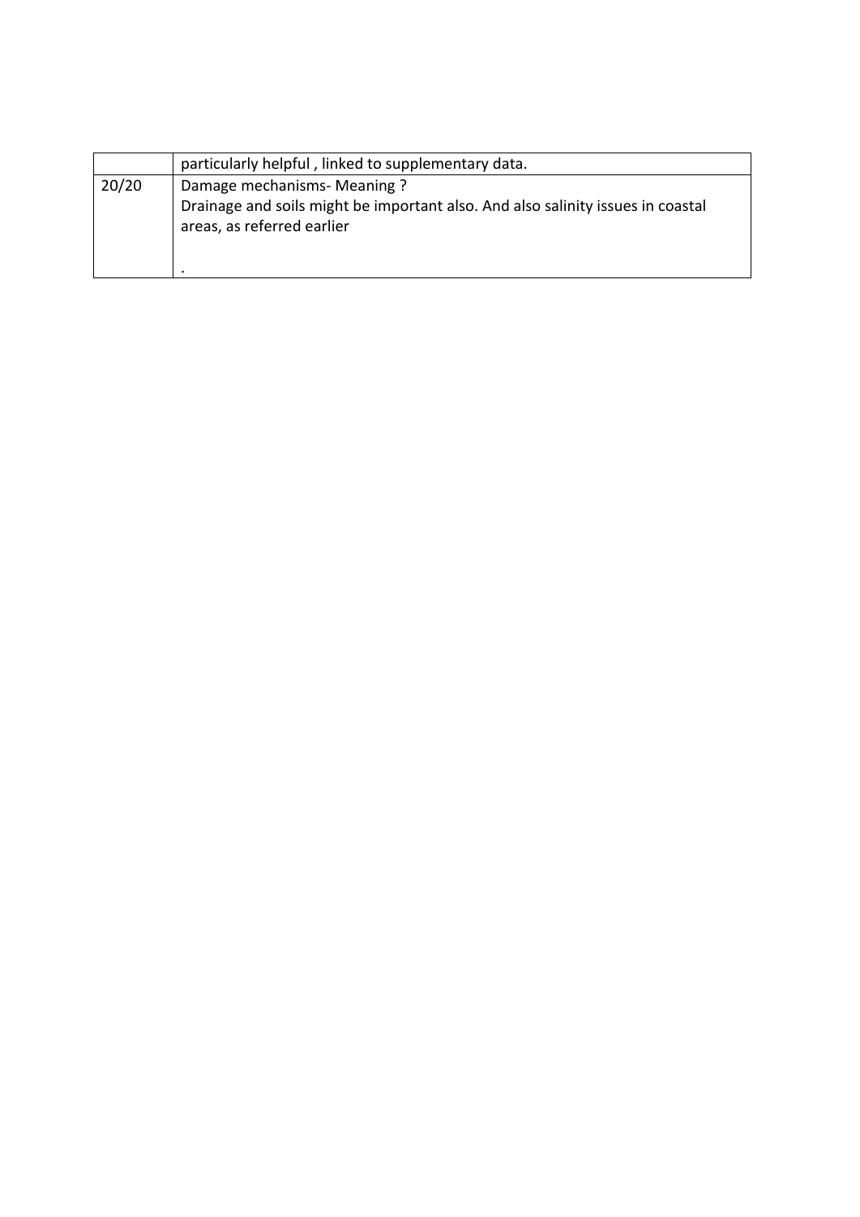| | |
|---|---|
| | particularly helpful , linked to supplementary data. |
| 20/20 | Damage mechanisms- Meaning ?<br>Drainage and soils might be important also. And also salinity issues in coastal areas, as referred earlier<br><br>. |